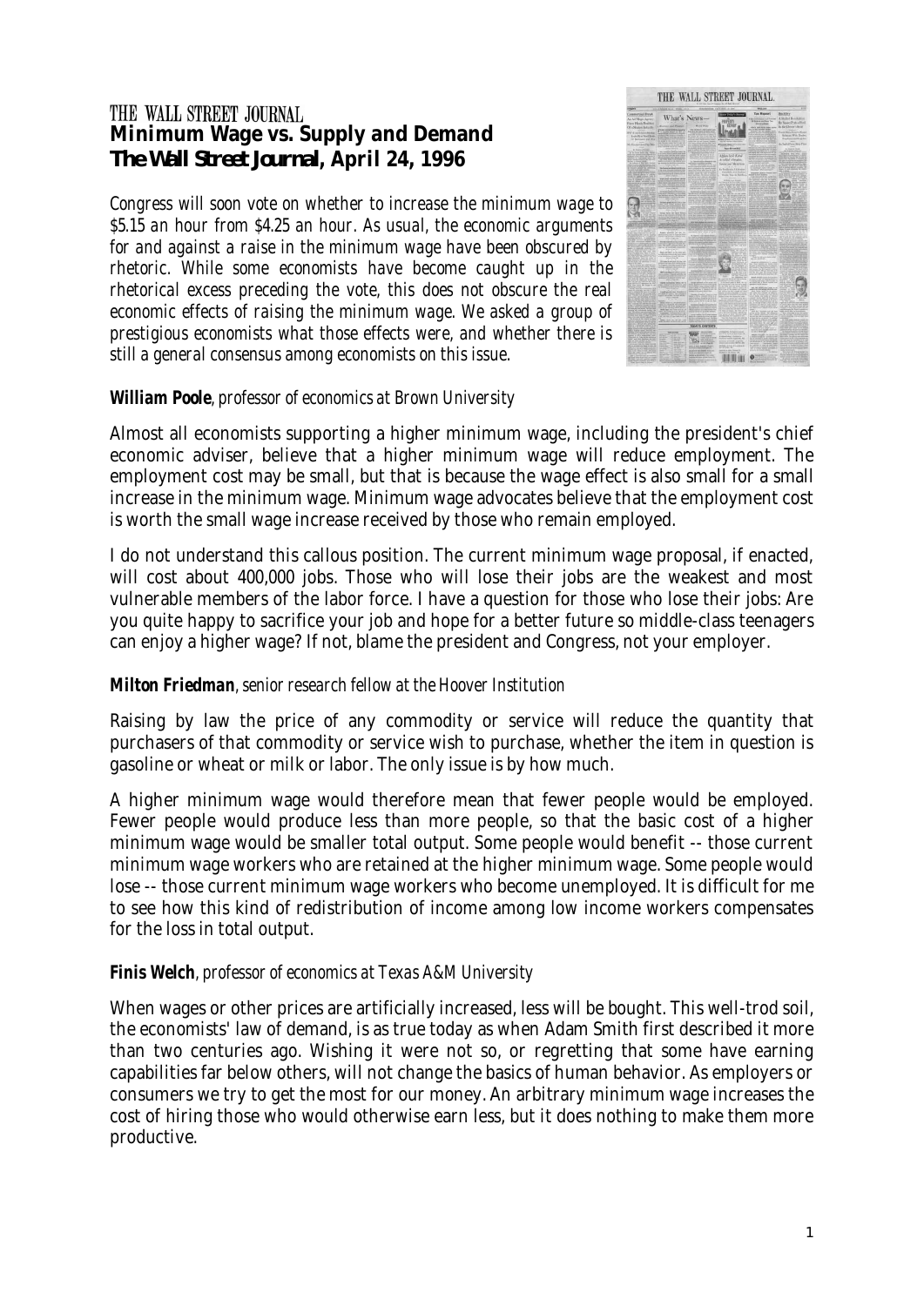THE WALL STREET JOURNAL

# Minimum Wage vs. Supply and Demand
## *The Wall Street Journal*, April 24, 1996

*Congress will soon vote on whether to increase the minimum wage to $5.15 an hour from $4.25 an hour. As usual, the economic arguments for and against a raise in the minimum wage have been obscured by rhetoric. While some economists have become caught up in the rhetorical excess preceding the vote, this does not obscure the real economic effects of raising the minimum wage. We asked a group of prestigious economists what those effects were, and whether there is still a general consensus among economists on this issue.*

**William Poole**, *professor of economics at Brown University*

Almost all economists supporting a higher minimum wage, including the president's chief economic adviser, believe that a higher minimum wage will reduce employment. The employment cost may be small, but that is because the wage effect is also small for a small increase in the minimum wage. Minimum wage advocates believe that the employment cost is worth the small wage increase received by those who remain employed.

I do not understand this callous position. The current minimum wage proposal, if enacted, will cost about 400,000 jobs. Those who will lose their jobs are the weakest and most vulnerable members of the labor force. I have a question for those who lose their jobs: Are you quite happy to sacrifice your job and hope for a better future so middle-class teenagers can enjoy a higher wage? If not, blame the president and Congress, not your employer.

**Milton Friedman**, *senior research fellow at the Hoover Institution*

Raising by law the price of any commodity or service will reduce the quantity that purchasers of that commodity or service wish to purchase, whether the item in question is gasoline or wheat or milk or labor. The only issue is by how much.

A higher minimum wage would therefore mean that fewer people would be employed. Fewer people would produce less than more people, so that the basic cost of a higher minimum wage would be smaller total output. Some people would benefit -- those current minimum wage workers who are retained at the higher minimum wage. Some people would lose -- those current minimum wage workers who become unemployed. It is difficult for me to see how this kind of redistribution of income among low income workers compensates for the loss in total output.

**Finis Welch**, *professor of economics at Texas A&M University*

When wages or other prices are artificially increased, less will be bought. This well-trod soil, the economists' law of demand, is as true today as when Adam Smith first described it more than two centuries ago. Wishing it were not so, or regretting that some have earning capabilities far below others, will not change the basics of human behavior. As employers or consumers we try to get the most for our money. An arbitrary minimum wage increases the cost of hiring those who would otherwise earn less, but it does nothing to make them more productive.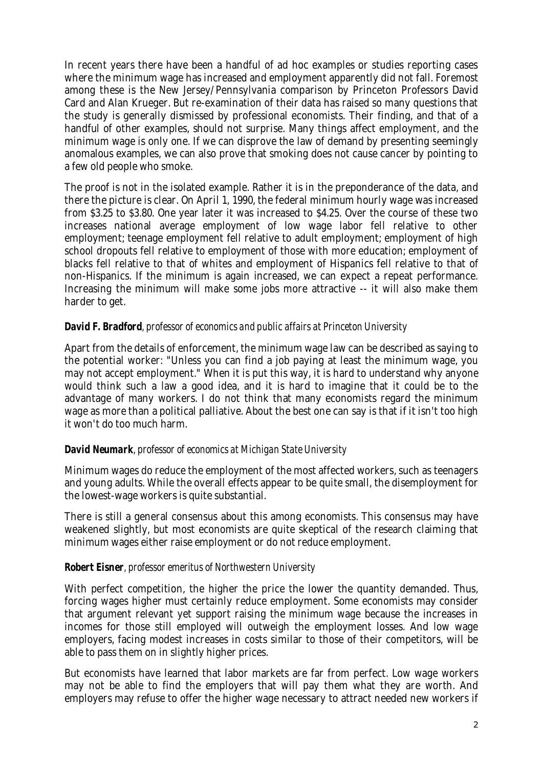In recent years there have been a handful of ad hoc examples or studies reporting cases where the minimum wage has increased and employment apparently did not fall. Foremost among these is the New Jersey/Pennsylvania comparison by Princeton Professors David Card and Alan Krueger. But re-examination of their data has raised so many questions that the study is generally dismissed by professional economists. Their finding, and that of a handful of other examples, should not surprise. Many things affect employment, and the minimum wage is only one. If we can disprove the law of demand by presenting seemingly anomalous examples, we can also prove that smoking does not cause cancer by pointing to a few old people who smoke.

The proof is not in the isolated example. Rather it is in the preponderance of the data, and there the picture is clear. On April 1, 1990, the federal minimum hourly wage was increased from $3.25 to $3.80. One year later it was increased to $4.25. Over the course of these two increases national average employment of low wage labor fell relative to other employment; teenage employment fell relative to adult employment; employment of high school dropouts fell relative to employment of those with more education; employment of blacks fell relative to that of whites and employment of Hispanics fell relative to that of non-Hispanics. If the minimum is again increased, we can expect a repeat performance. Increasing the minimum will make some jobs more attractive -- it will also make them harder to get.

***David F. Bradford**, professor of economics and public affairs at Princeton University*

Apart from the details of enforcement, the minimum wage law can be described as saying to the potential worker: "Unless you can find a job paying at least the minimum wage, you may not accept employment." When it is put this way, it is hard to understand why anyone would think such a law a good idea, and it is hard to imagine that it could be to the advantage of many workers. I do not think that many economists regard the minimum wage as more than a political palliative. About the best one can say is that if it isn't too high it won't do too much harm.

***David Neumark**, professor of economics at Michigan State University*

Minimum wages do reduce the employment of the most affected workers, such as teenagers and young adults. While the overall effects appear to be quite small, the disemployment for the lowest-wage workers is quite substantial.

There is still a general consensus about this among economists. This consensus may have weakened slightly, but most economists are quite skeptical of the research claiming that minimum wages either raise employment or do not reduce employment.

***Robert Eisner**, professor emeritus of Northwestern University*

With perfect competition, the higher the price the lower the quantity demanded. Thus, forcing wages higher must certainly reduce employment. Some economists may consider that argument relevant yet support raising the minimum wage because the increases in incomes for those still employed will outweigh the employment losses. And low wage employers, facing modest increases in costs similar to those of their competitors, will be able to pass them on in slightly higher prices.

But economists have learned that labor markets are far from perfect. Low wage workers may not be able to find the employers that will pay them what they are worth. And employers may refuse to offer the higher wage necessary to attract needed new workers if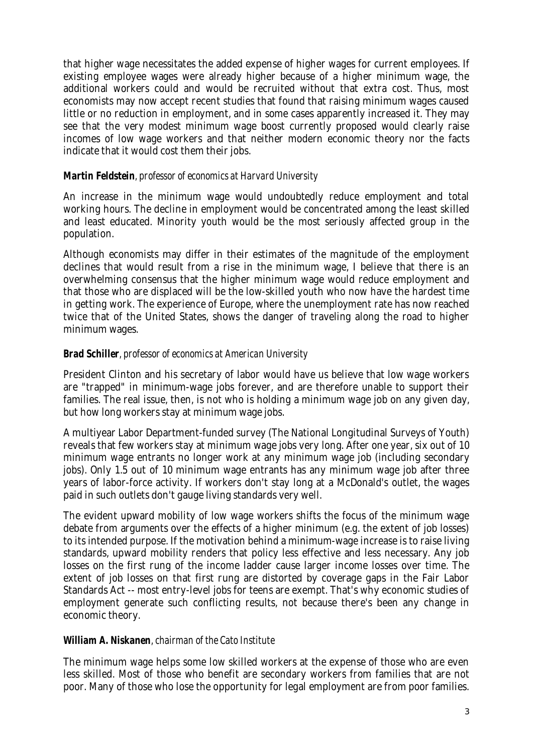that higher wage necessitates the added expense of higher wages for current employees. If existing employee wages were already higher because of a higher minimum wage, the additional workers could and would be recruited without that extra cost. Thus, most economists may now accept recent studies that found that raising minimum wages caused little or no reduction in employment, and in some cases apparently increased it. They may see that the very modest minimum wage boost currently proposed would clearly raise incomes of low wage workers and that neither modern economic theory nor the facts indicate that it would cost them their jobs.

**Martin Feldstein**, *professor of economics at Harvard University*

An increase in the minimum wage would undoubtedly reduce employment and total working hours. The decline in employment would be concentrated among the least skilled and least educated. Minority youth would be the most seriously affected group in the population.

Although economists may differ in their estimates of the magnitude of the employment declines that would result from a rise in the minimum wage, I believe that there is an overwhelming consensus that the higher minimum wage would reduce employment and that those who are displaced will be the low-skilled youth who now have the hardest time in getting work. The experience of Europe, where the unemployment rate has now reached twice that of the United States, shows the danger of traveling along the road to higher minimum wages.

**Brad Schiller**, *professor of economics at American University*

President Clinton and his secretary of labor would have us believe that low wage workers are "trapped" in minimum-wage jobs forever, and are therefore unable to support their families. The real issue, then, is not who is holding a minimum wage job on any given day, but how long workers stay at minimum wage jobs.

A multiyear Labor Department-funded survey (The National Longitudinal Surveys of Youth) reveals that few workers stay at minimum wage jobs very long. After one year, six out of 10 minimum wage entrants no longer work at any minimum wage job (including secondary jobs). Only 1.5 out of 10 minimum wage entrants has any minimum wage job after three years of labor-force activity. If workers don't stay long at a McDonald's outlet, the wages paid in such outlets don't gauge living standards very well.

The evident upward mobility of low wage workers shifts the focus of the minimum wage debate from arguments over the effects of a higher minimum (e.g. the extent of job losses) to its intended purpose. If the motivation behind a minimum-wage increase is to raise living standards, upward mobility renders that policy less effective and less necessary. Any job losses on the first rung of the income ladder cause larger income losses over time. The extent of job losses on that first rung are distorted by coverage gaps in the Fair Labor Standards Act -- most entry-level jobs for teens are exempt. That's why economic studies of employment generate such conflicting results, not because there's been any change in economic theory.

**William A. Niskanen**, *chairman of the Cato Institute*

The minimum wage helps some low skilled workers at the expense of those who are even less skilled. Most of those who benefit are secondary workers from families that are not poor. Many of those who lose the opportunity for legal employment are from poor families.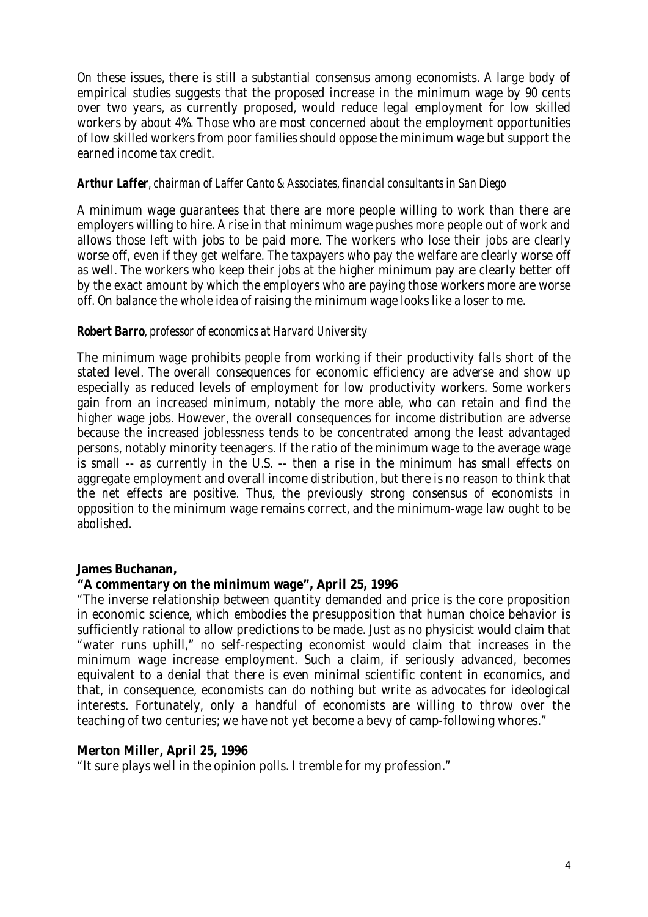On these issues, there is still a substantial consensus among economists. A large body of empirical studies suggests that the proposed increase in the minimum wage by 90 cents over two years, as currently proposed, would reduce legal employment for low skilled workers by about 4%. Those who are most concerned about the employment opportunities of low skilled workers from poor families should oppose the minimum wage but support the earned income tax credit.

***Arthur Laffer****, chairman of Laffer Canto & Associates, financial consultants in San Diego*

A minimum wage guarantees that there are more people willing to work than there are employers willing to hire. A rise in that minimum wage pushes more people out of work and allows those left with jobs to be paid more. The workers who lose their jobs are clearly worse off, even if they get welfare. The taxpayers who pay the welfare are clearly worse off as well. The workers who keep their jobs at the higher minimum pay are clearly better off by the exact amount by which the employers who are paying those workers more are worse off. On balance the whole idea of raising the minimum wage looks like a loser to me.

***Robert Barro****, professor of economics at Harvard University*

The minimum wage prohibits people from working if their productivity falls short of the stated level. The overall consequences for economic efficiency are adverse and show up especially as reduced levels of employment for low productivity workers. Some workers gain from an increased minimum, notably the more able, who can retain and find the higher wage jobs. However, the overall consequences for income distribution are adverse because the increased joblessness tends to be concentrated among the least advantaged persons, notably minority teenagers. If the ratio of the minimum wage to the average wage is small -- as currently in the U.S. -- then a rise in the minimum has small effects on aggregate employment and overall income distribution, but there is no reason to think that the net effects are positive. Thus, the previously strong consensus of economists in opposition to the minimum wage remains correct, and the minimum-wage law ought to be abolished.

**James Buchanan,**
**"A commentary on the minimum wage", April 25, 1996**

"The inverse relationship between quantity demanded and price is the core proposition in economic science, which embodies the presupposition that human choice behavior is sufficiently rational to allow predictions to be made. Just as no physicist would claim that "water runs uphill," no self-respecting economist would claim that increases in the minimum wage increase employment. Such a claim, if seriously advanced, becomes equivalent to a denial that there is even minimal scientific content in economics, and that, in consequence, economists can do nothing but write as advocates for ideological interests. Fortunately, only a handful of economists are willing to throw over the teaching of two centuries; we have not yet become a bevy of camp-following whores."

**Merton Miller, April 25, 1996**

"It sure plays well in the opinion polls. I tremble for my profession."